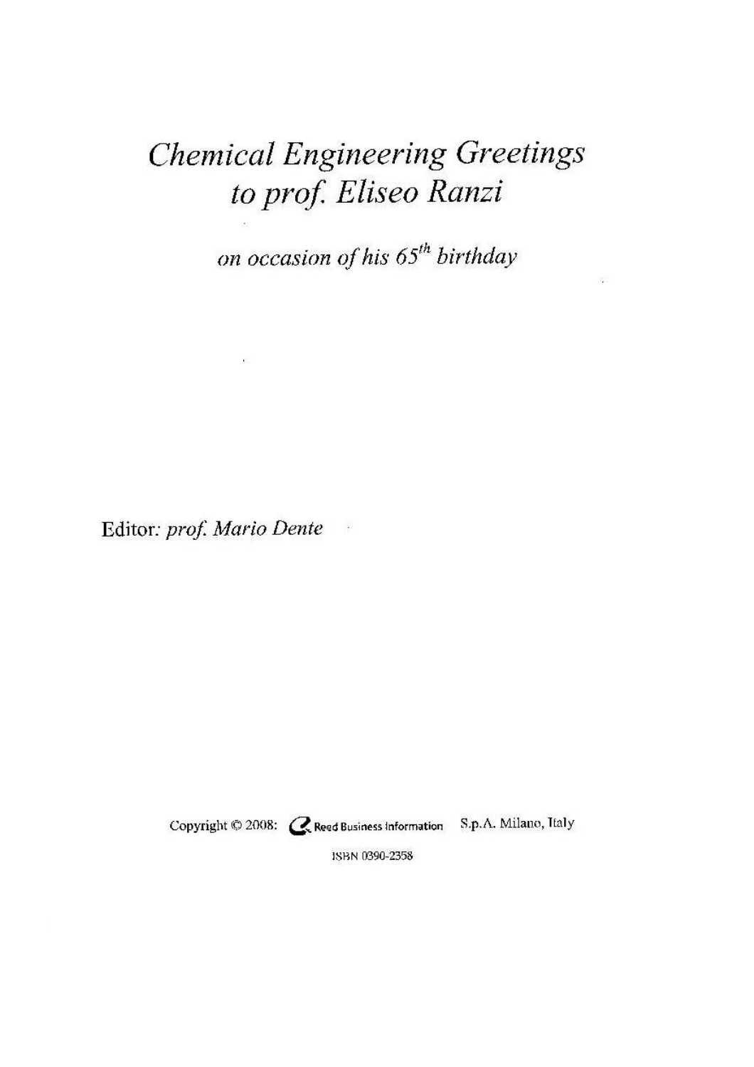# *Chemical Engineering Greetings to prof. Eliseo Ranzi*

*on occasion of his $65^{th}$ birthday*

Editor: *prof. Mario Dente*

Copyright © 2008: Reed Business Information S.p.A. Milano, Italy

ISBN 0390-2358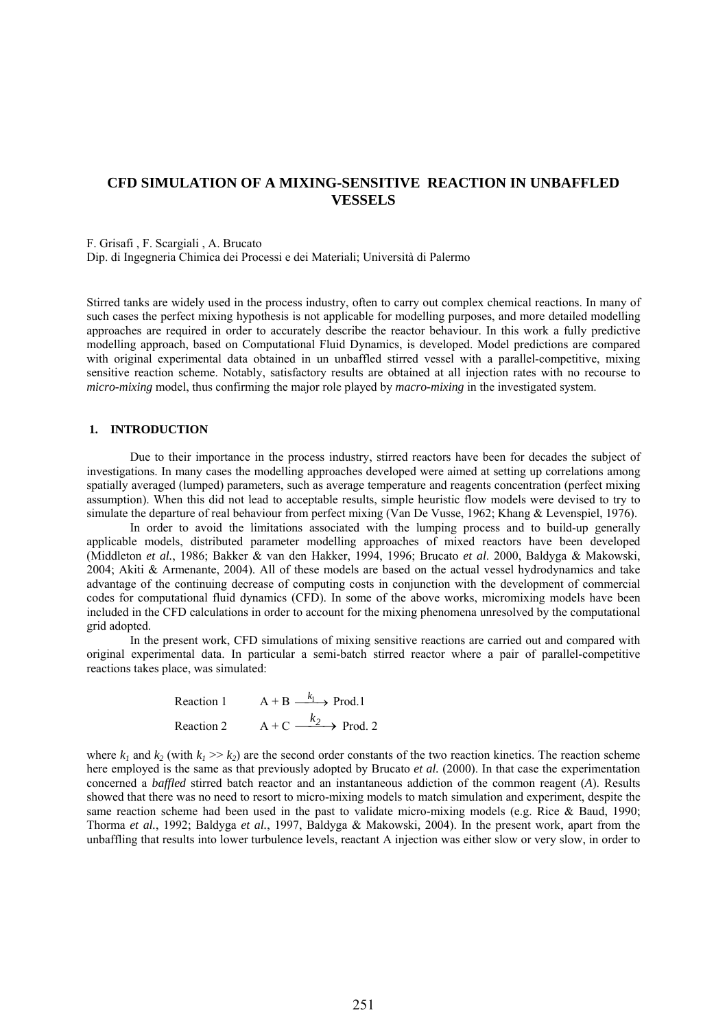# CFD SIMULATION OF A MIXING-SENSITIVE REACTION IN UNBAFFLED VESSELS

F. Grisafi , F. Scargiali , A. Brucato
Dip. di Ingegneria Chimica dei Processi e dei Materiali; Università di Palermo

Stirred tanks are widely used in the process industry, often to carry out complex chemical reactions. In many of such cases the perfect mixing hypothesis is not applicable for modelling purposes, and more detailed modelling approaches are required in order to accurately describe the reactor behaviour. In this work a fully predictive modelling approach, based on Computational Fluid Dynamics, is developed. Model predictions are compared with original experimental data obtained in un unbaffled stirred vessel with a parallel-competitive, mixing sensitive reaction scheme. Notably, satisfactory results are obtained at all injection rates with no recourse to *micro-mixing* model, thus confirming the major role played by *macro-mixing* in the investigated system.

## 1. INTRODUCTION

Due to their importance in the process industry, stirred reactors have been for decades the subject of investigations. In many cases the modelling approaches developed were aimed at setting up correlations among spatially averaged (lumped) parameters, such as average temperature and reagents concentration (perfect mixing assumption). When this did not lead to acceptable results, simple heuristic flow models were devised to try to simulate the departure of real behaviour from perfect mixing (Van De Vusse, 1962; Khang & Levenspiel, 1976).

In order to avoid the limitations associated with the lumping process and to build-up generally applicable models, distributed parameter modelling approaches of mixed reactors have been developed (Middleton *et al.*, 1986; Bakker & van den Hakker, 1994, 1996; Brucato *et al*. 2000, Baldyga & Makowski, 2004; Akiti & Armenante, 2004). All of these models are based on the actual vessel hydrodynamics and take advantage of the continuing decrease of computing costs in conjunction with the development of commercial codes for computational fluid dynamics (CFD). In some of the above works, micromixing models have been included in the CFD calculations in order to account for the mixing phenomena unresolved by the computational grid adopted.

In the present work, CFD simulations of mixing sensitive reactions are carried out and compared with original experimental data. In particular a semi-batch stirred reactor where a pair of parallel-competitive reactions takes place, was simulated:

$$\text{Reaction 1} \qquad A + B \xrightarrow{k_1} \text{Prod.1}$$

$$\text{Reaction 2} \qquad A + C \xrightarrow{k_2} \text{Prod. 2}$$

where $k_1$ and $k_2$ (with $k_1 >> k_2$) are the second order constants of the two reaction kinetics. The reaction scheme here employed is the same as that previously adopted by Brucato *et al.* (2000). In that case the experimentation concerned a *baffled* stirred batch reactor and an instantaneous addiction of the common reagent (*A*). Results showed that there was no need to resort to micro-mixing models to match simulation and experiment, despite the same reaction scheme had been used in the past to validate micro-mixing models (e.g. Rice & Baud, 1990; Thorma *et al.*, 1992; Baldyga *et al.*, 1997, Baldyga & Makowski, 2004). In the present work, apart from the unbaffling that results into lower turbulence levels, reactant A injection was either slow or very slow, in order to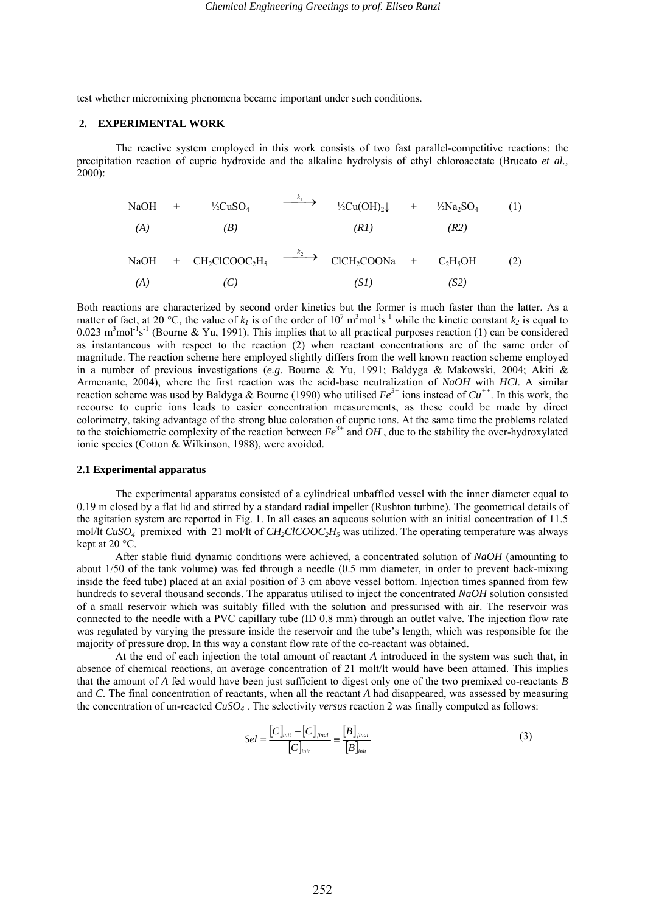test whether micromixing phenomena became important under such conditions.

## 2. EXPERIMENTAL WORK

The reactive system employed in this work consists of two fast parallel-competitive reactions: the precipitation reaction of cupric hydroxide and the alkaline hydrolysis of ethyl chloroacetate (Brucato *et al.,* 2000):

$$\underset{(A)}{NaOH} + \underset{(B)}{\tfrac{1}{2}CuSO_4} \xrightarrow{k_1} \underset{(R1)}{\tfrac{1}{2}Cu(OH)_2\downarrow} + \underset{(R2)}{\tfrac{1}{2}Na_2SO_4} \tag{1}$$

$$\underset{(A)}{NaOH} + \underset{(C)}{CH_2ClCOOC_2H_5} \xrightarrow{k_2} \underset{(S1)}{ClCH_2COONa} + \underset{(S2)}{C_2H_5OH} \tag{2}$$

Both reactions are characterized by second order kinetics but the former is much faster than the latter. As a matter of fact, at 20 °C, the value of $k_1$ is of the order of $10^7$ $m^3mol^{-1}s^{-1}$ while the kinetic constant $k_2$ is equal to 0.023 $m^3mol^{-1}s^{-1}$ (Bourne & Yu, 1991). This implies that to all practical purposes reaction (1) can be considered as instantaneous with respect to the reaction (2) when reactant concentrations are of the same order of magnitude. The reaction scheme here employed slightly differs from the well known reaction scheme employed in a number of previous investigations (*e.g.* Bourne & Yu, 1991; Baldyga & Makowski, 2004; Akiti & Armenante, 2004), where the first reaction was the acid-base neutralization of *NaOH* with *HCl*. A similar reaction scheme was used by Baldyga & Bourne (1990) who utilised $Fe^{3+}$ ions instead of $Cu^{++}$. In this work, the recourse to cupric ions leads to easier concentration measurements, as these could be made by direct colorimetry, taking advantage of the strong blue coloration of cupric ions. At the same time the problems related to the stoichiometric complexity of the reaction between $Fe^{3+}$ and $OH^-$, due to the stability the over-hydroxylated ionic species (Cotton & Wilkinson, 1988), were avoided.

### 2.1 Experimental apparatus

The experimental apparatus consisted of a cylindrical unbaffled vessel with the inner diameter equal to 0.19 m closed by a flat lid and stirred by a standard radial impeller (Rushton turbine). The geometrical details of the agitation system are reported in Fig. 1. In all cases an aqueous solution with an initial concentration of 11.5 mol/lt $CuSO_4$ premixed with 21 mol/lt of $CH_2ClCOOC_2H_5$ was utilized. The operating temperature was always kept at 20 °C.

After stable fluid dynamic conditions were achieved, a concentrated solution of *NaOH* (amounting to about 1/50 of the tank volume) was fed through a needle (0.5 mm diameter, in order to prevent back-mixing inside the feed tube) placed at an axial position of 3 cm above vessel bottom. Injection times spanned from few hundreds to several thousand seconds. The apparatus utilised to inject the concentrated *NaOH* solution consisted of a small reservoir which was suitably filled with the solution and pressurised with air. The reservoir was connected to the needle with a PVC capillary tube (ID 0.8 mm) through an outlet valve. The injection flow rate was regulated by varying the pressure inside the reservoir and the tube's length, which was responsible for the majority of pressure drop. In this way a constant flow rate of the co-reactant was obtained.

At the end of each injection the total amount of reactant *A* introduced in the system was such that, in absence of chemical reactions, an average concentration of 21 molt/lt would have been attained. This implies that the amount of *A* fed would have been just sufficient to digest only one of the two premixed co-reactants *B* and *C*. The final concentration of reactants, when all the reactant *A* had disappeared, was assessed by measuring the concentration of un-reacted $CuSO_4$ . The selectivity *versus* reaction 2 was finally computed as follows:

$$Sel = \frac{[C]_{init} - [C]_{final}}{[C]_{init}} \equiv \frac{[B]_{final}}{[B]_{init}} \tag{3}$$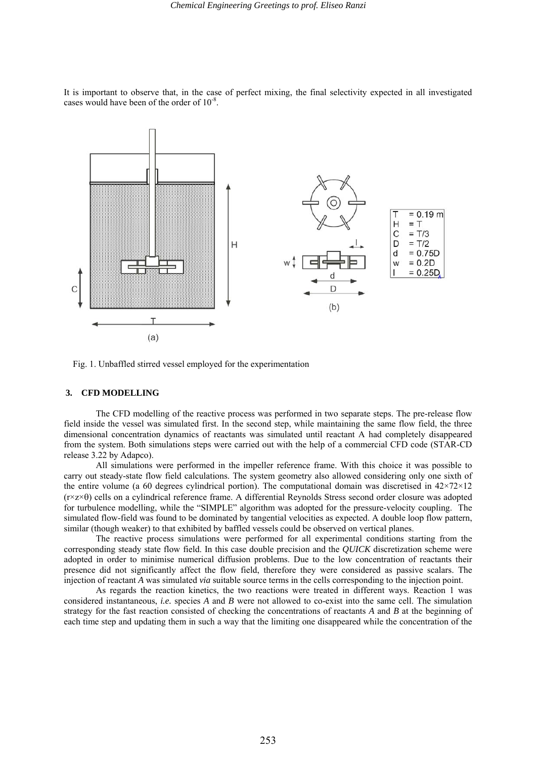It is important to observe that, in the case of perfect mixing, the final selectivity expected in all investigated cases would have been of the order of $10^{-8}$.

Fig. 1. Unbaffled stirred vessel employed for the experimentation

## 3. CFD MODELLING

The CFD modelling of the reactive process was performed in two separate steps. The pre-release flow field inside the vessel was simulated first. In the second step, while maintaining the same flow field, the three dimensional concentration dynamics of reactants was simulated until reactant A had completely disappeared from the system. Both simulations steps were carried out with the help of a commercial CFD code (STAR-CD release 3.22 by Adapco).

All simulations were performed in the impeller reference frame. With this choice it was possible to carry out steady-state flow field calculations. The system geometry also allowed considering only one sixth of the entire volume (a 60 degrees cylindrical portion). The computational domain was discretised in 42×72×12 ($r \times z \times \theta$) cells on a cylindrical reference frame. A differential Reynolds Stress second order closure was adopted for turbulence modelling, while the "SIMPLE" algorithm was adopted for the pressure-velocity coupling. The simulated flow-field was found to be dominated by tangential velocities as expected. A double loop flow pattern, similar (though weaker) to that exhibited by baffled vessels could be observed on vertical planes.

The reactive process simulations were performed for all experimental conditions starting from the corresponding steady state flow field. In this case double precision and the *QUICK* discretization scheme were adopted in order to minimise numerical diffusion problems. Due to the low concentration of reactants their presence did not significantly affect the flow field, therefore they were considered as passive scalars. The injection of reactant *A* was simulated *via* suitable source terms in the cells corresponding to the injection point.

As regards the reaction kinetics, the two reactions were treated in different ways. Reaction 1 was considered instantaneous, *i.e.* species *A* and *B* were not allowed to co-exist into the same cell. The simulation strategy for the fast reaction consisted of checking the concentrations of reactants *A* and *B* at the beginning of each time step and updating them in such a way that the limiting one disappeared while the concentration of the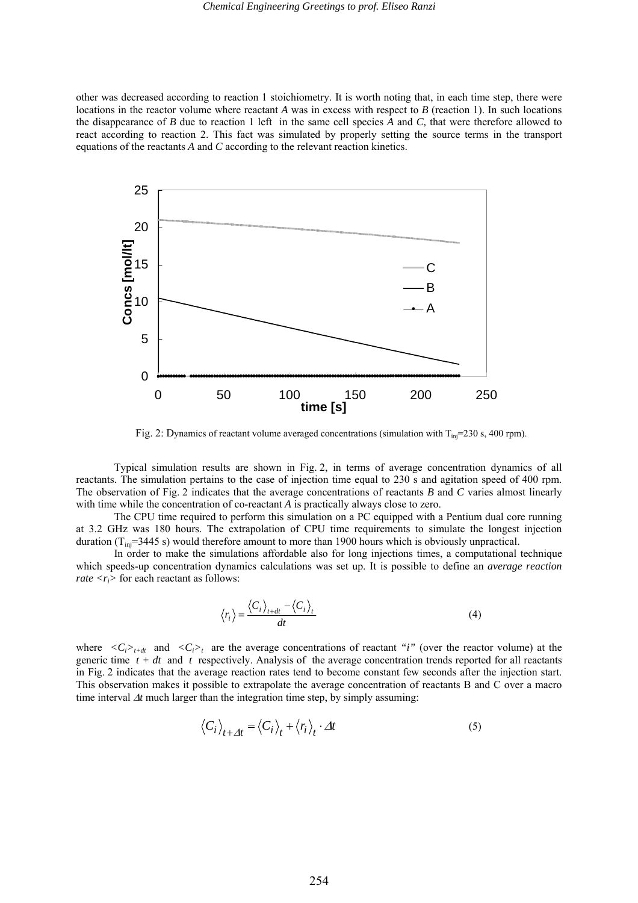other was decreased according to reaction 1 stoichiometry. It is worth noting that, in each time step, there were locations in the reactor volume where reactant *A* was in excess with respect to *B* (reaction 1). In such locations the disappearance of *B* due to reaction 1 left in the same cell species *A* and *C*, that were therefore allowed to react according to reaction 2. This fact was simulated by properly setting the source terms in the transport equations of the reactants *A* and *C* according to the relevant reaction kinetics.

Fig. 2: Dynamics of reactant volume averaged concentrations (simulation with $T_{inj}$=230 s, 400 rpm).

Typical simulation results are shown in Fig. 2, in terms of average concentration dynamics of all reactants. The simulation pertains to the case of injection time equal to 230 s and agitation speed of 400 rpm. The observation of Fig. 2 indicates that the average concentrations of reactants *B* and *C* varies almost linearly with time while the concentration of co-reactant *A* is practically always close to zero.

The CPU time required to perform this simulation on a PC equipped with a Pentium dual core running at 3.2 GHz was 180 hours. The extrapolation of CPU time requirements to simulate the longest injection duration ($T_{inj}$=3445 s) would therefore amount to more than 1900 hours which is obviously unpractical.

In order to make the simulations affordable also for long injections times, a computational technique which speeds-up concentration dynamics calculations was set up. It is possible to define an *average reaction rate* $\langle r_i \rangle$ for each reactant as follows:

$$\langle r_i \rangle = \frac{\langle C_i \rangle_{t+dt} - \langle C_i \rangle_t}{dt} \tag{4}$$

where $\langle C_i \rangle_{t+dt}$ and $\langle C_i \rangle_t$ are the average concentrations of reactant *"i"* (over the reactor volume) at the generic time $t + dt$ and $t$ respectively. Analysis of the average concentration trends reported for all reactants in Fig. 2 indicates that the average reaction rates tend to become constant few seconds after the injection start. This observation makes it possible to extrapolate the average concentration of reactants B and C over a macro time interval $\Delta t$ much larger than the integration time step, by simply assuming:

$$\langle C_i \rangle_{t+\Delta t} = \langle C_i \rangle_t + \langle r_i \rangle_t \cdot \Delta t \tag{5}$$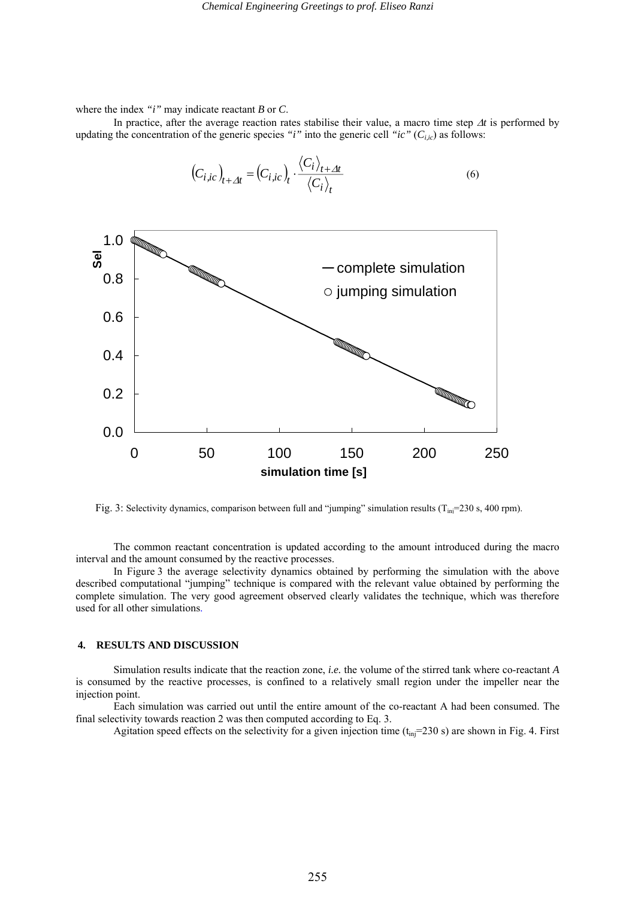where the index *"i"* may indicate reactant *B* or *C*.

In practice, after the average reaction rates stabilise their value, a macro time step $\Delta t$ is performed by updating the concentration of the generic species *"i"* into the generic cell *"ic"* ($C_{i,ic}$) as follows:

$$\left(C_{i,ic}\right)_{t+\Delta t} = \left(C_{i,ic}\right)_t \cdot \frac{\langle C_i \rangle_{t+\Delta t}}{\langle C_i \rangle_t} \tag{6}$$

Fig. 3: Selectivity dynamics, comparison between full and "jumping" simulation results ($T_{inj}$=230 s, 400 rpm).

The common reactant concentration is updated according to the amount introduced during the macro interval and the amount consumed by the reactive processes.

In Figure 3 the average selectivity dynamics obtained by performing the simulation with the above described computational "jumping" technique is compared with the relevant value obtained by performing the complete simulation. The very good agreement observed clearly validates the technique, which was therefore used for all other simulations.

## 4. RESULTS AND DISCUSSION

Simulation results indicate that the reaction zone, *i.e.* the volume of the stirred tank where co-reactant *A* is consumed by the reactive processes, is confined to a relatively small region under the impeller near the injection point.

Each simulation was carried out until the entire amount of the co-reactant A had been consumed. The final selectivity towards reaction 2 was then computed according to Eq. 3.

Agitation speed effects on the selectivity for a given injection time ($t_{inj}$=230 s) are shown in Fig. 4. First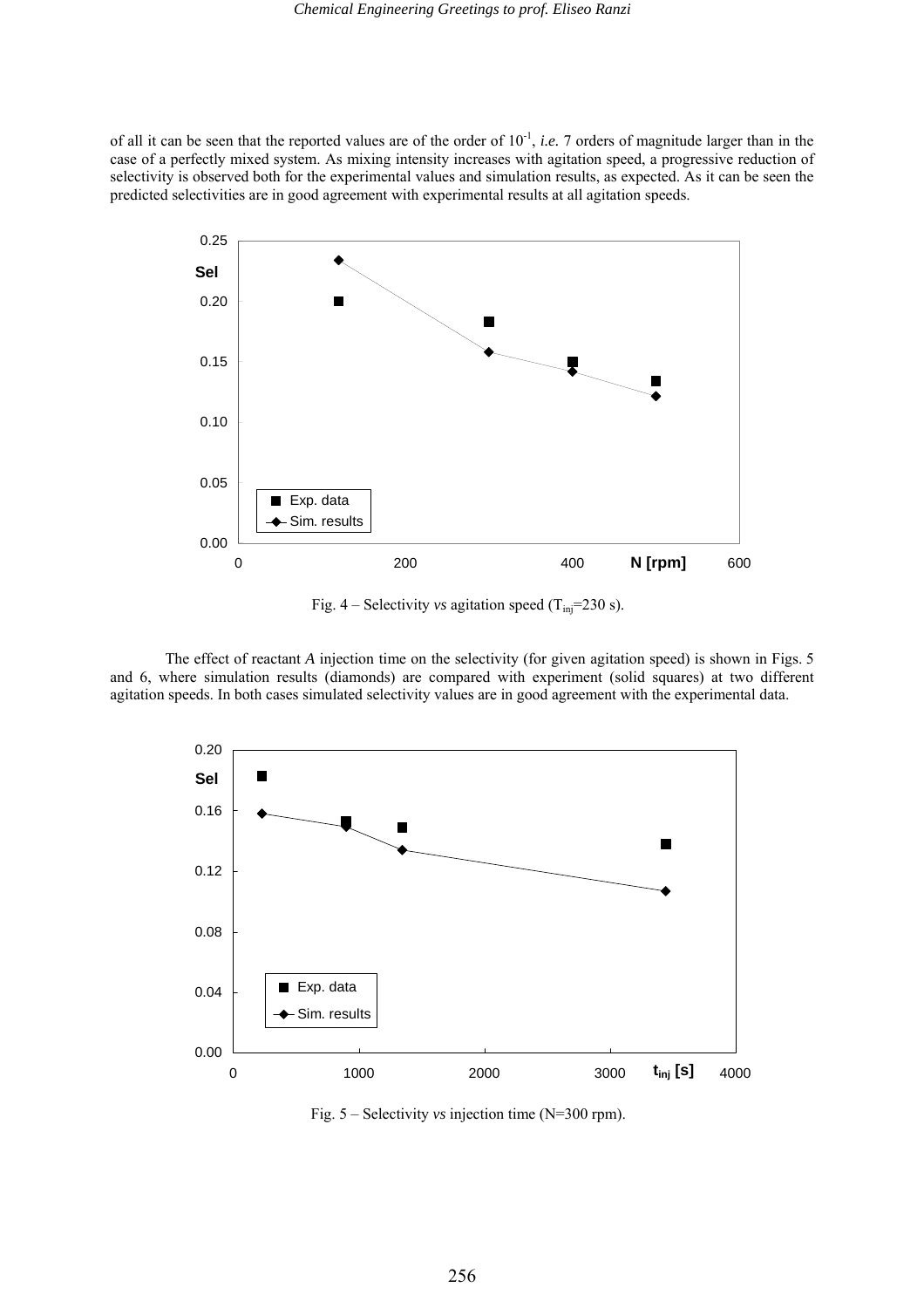of all it can be seen that the reported values are of the order of $10^{-1}$, *i.e.* 7 orders of magnitude larger than in the case of a perfectly mixed system. As mixing intensity increases with agitation speed, a progressive reduction of selectivity is observed both for the experimental values and simulation results, as expected. As it can be seen the predicted selectivities are in good agreement with experimental results at all agitation speeds.

Fig. 4 – Selectivity *vs* agitation speed ($T_{inj}$=230 s).

The effect of reactant *A* injection time on the selectivity (for given agitation speed) is shown in Figs. 5 and 6, where simulation results (diamonds) are compared with experiment (solid squares) at two different agitation speeds. In both cases simulated selectivity values are in good agreement with the experimental data.

Fig. 5 – Selectivity *vs* injection time (N=300 rpm).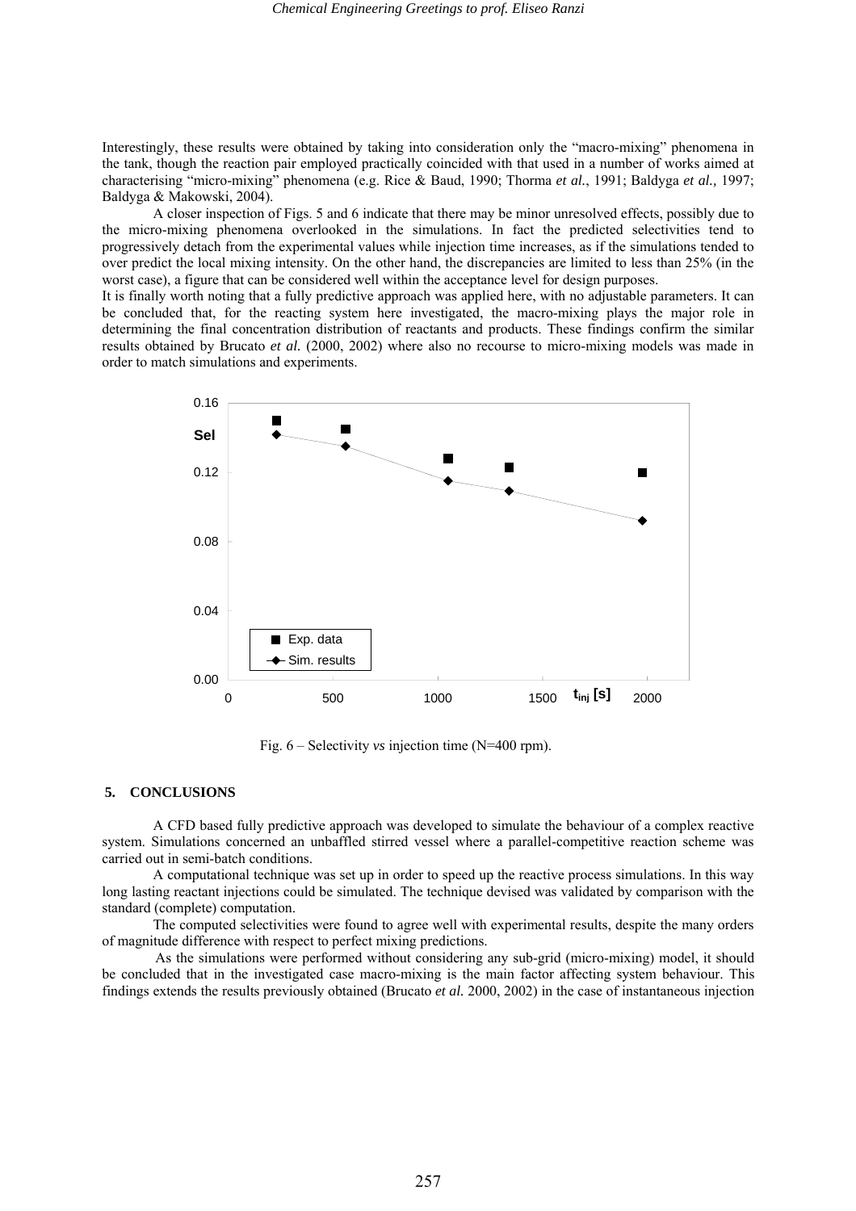Interestingly, these results were obtained by taking into consideration only the "macro-mixing" phenomena in the tank, though the reaction pair employed practically coincided with that used in a number of works aimed at characterising "micro-mixing" phenomena (e.g. Rice & Baud, 1990; Thorma *et al.*, 1991; Baldyga *et al.,* 1997; Baldyga & Makowski, 2004).

A closer inspection of Figs. 5 and 6 indicate that there may be minor unresolved effects, possibly due to the micro-mixing phenomena overlooked in the simulations. In fact the predicted selectivities tend to progressively detach from the experimental values while injection time increases, as if the simulations tended to over predict the local mixing intensity. On the other hand, the discrepancies are limited to less than 25% (in the worst case), a figure that can be considered well within the acceptance level for design purposes.

It is finally worth noting that a fully predictive approach was applied here, with no adjustable parameters. It can be concluded that, for the reacting system here investigated, the macro-mixing plays the major role in determining the final concentration distribution of reactants and products. These findings confirm the similar results obtained by Brucato *et al.* (2000, 2002) where also no recourse to micro-mixing models was made in order to match simulations and experiments.

Fig. 6 – Selectivity *vs* injection time (N=400 rpm).

## 5. CONCLUSIONS

A CFD based fully predictive approach was developed to simulate the behaviour of a complex reactive system. Simulations concerned an unbaffled stirred vessel where a parallel-competitive reaction scheme was carried out in semi-batch conditions.

A computational technique was set up in order to speed up the reactive process simulations. In this way long lasting reactant injections could be simulated. The technique devised was validated by comparison with the standard (complete) computation.

The computed selectivities were found to agree well with experimental results, despite the many orders of magnitude difference with respect to perfect mixing predictions.

As the simulations were performed without considering any sub-grid (micro-mixing) model, it should be concluded that in the investigated case macro-mixing is the main factor affecting system behaviour. This findings extends the results previously obtained (Brucato *et al.* 2000, 2002) in the case of instantaneous injection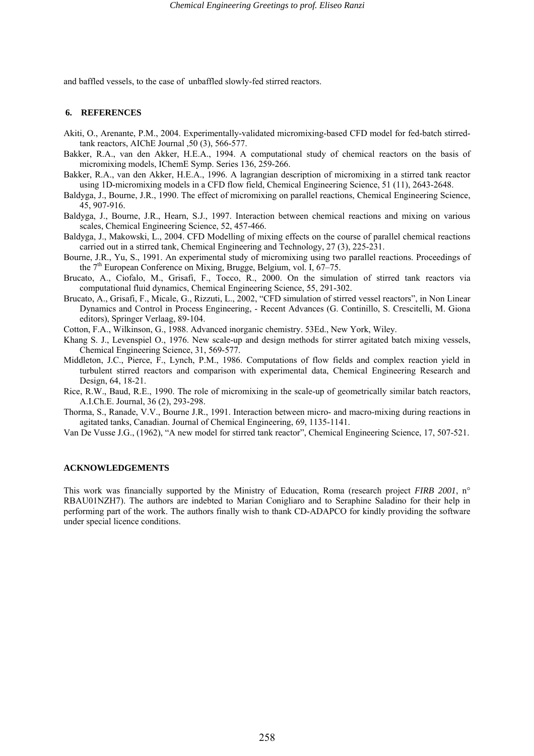and baffled vessels, to the case of unbaffled slowly-fed stirred reactors.

## 6. REFERENCES

Akiti, O., Arenante, P.M., 2004. Experimentally-validated micromixing-based CFD model for fed-batch stirred-tank reactors, AIChE Journal ,50 (3), 566-577.

Bakker, R.A., van den Akker, H.E.A., 1994. A computational study of chemical reactors on the basis of micromixing models, IChemE Symp. Series 136, 259-266.

Bakker, R.A., van den Akker, H.E.A., 1996. A lagrangian description of micromixing in a stirred tank reactor using 1D-micromixing models in a CFD flow field, Chemical Engineering Science, 51 (11), 2643-2648.

Baldyga, J., Bourne, J.R., 1990. The effect of micromixing on parallel reactions, Chemical Engineering Science, 45, 907-916.

Baldyga, J., Bourne, J.R., Hearn, S.J., 1997. Interaction between chemical reactions and mixing on various scales, Chemical Engineering Science, 52, 457-466.

Baldyga, J., Makowski, L., 2004. CFD Modelling of mixing effects on the course of parallel chemical reactions carried out in a stirred tank, Chemical Engineering and Technology, 27 (3), 225-231.

Bourne, J.R., Yu, S., 1991. An experimental study of micromixing using two parallel reactions. Proceedings of the 7th European Conference on Mixing, Brugge, Belgium, vol. I, 67–75.

Brucato, A., Ciofalo, M., Grisafi, F., Tocco, R., 2000. On the simulation of stirred tank reactors via computational fluid dynamics, Chemical Engineering Science, 55, 291-302.

Brucato, A., Grisafi, F., Micale, G., Rizzuti, L., 2002, "CFD simulation of stirred vessel reactors", in Non Linear Dynamics and Control in Process Engineering, - Recent Advances (G. Continillo, S. Crescitelli, M. Giona editors), Springer Verlaag, 89-104.

Cotton, F.A., Wilkinson, G., 1988. Advanced inorganic chemistry. 53Ed., New York, Wiley.

Khang S. J., Levenspiel O., 1976. New scale-up and design methods for stirrer agitated batch mixing vessels, Chemical Engineering Science, 31, 569-577.

Middleton, J.C., Pierce, F., Lynch, P.M., 1986. Computations of flow fields and complex reaction yield in turbulent stirred reactors and comparison with experimental data, Chemical Engineering Research and Design, 64, 18-21.

Rice, R.W., Baud, R.E., 1990. The role of micromixing in the scale-up of geometrically similar batch reactors, A.I.Ch.E. Journal, 36 (2), 293-298.

Thorma, S., Ranade, V.V., Bourne J.R., 1991. Interaction between micro- and macro-mixing during reactions in agitated tanks, Canadian. Journal of Chemical Engineering, 69, 1135-1141.

Van De Vusse J.G., (1962), "A new model for stirred tank reactor", Chemical Engineering Science, 17, 507-521.

## ACKNOWLEDGEMENTS

This work was financially supported by the Ministry of Education, Roma (research project *FIRB 2001*, n° RBAU01NZH7). The authors are indebted to Marian Conigliaro and to Seraphine Saladino for their help in performing part of the work. The authors finally wish to thank CD-ADAPCO for kindly providing the software under special licence conditions.